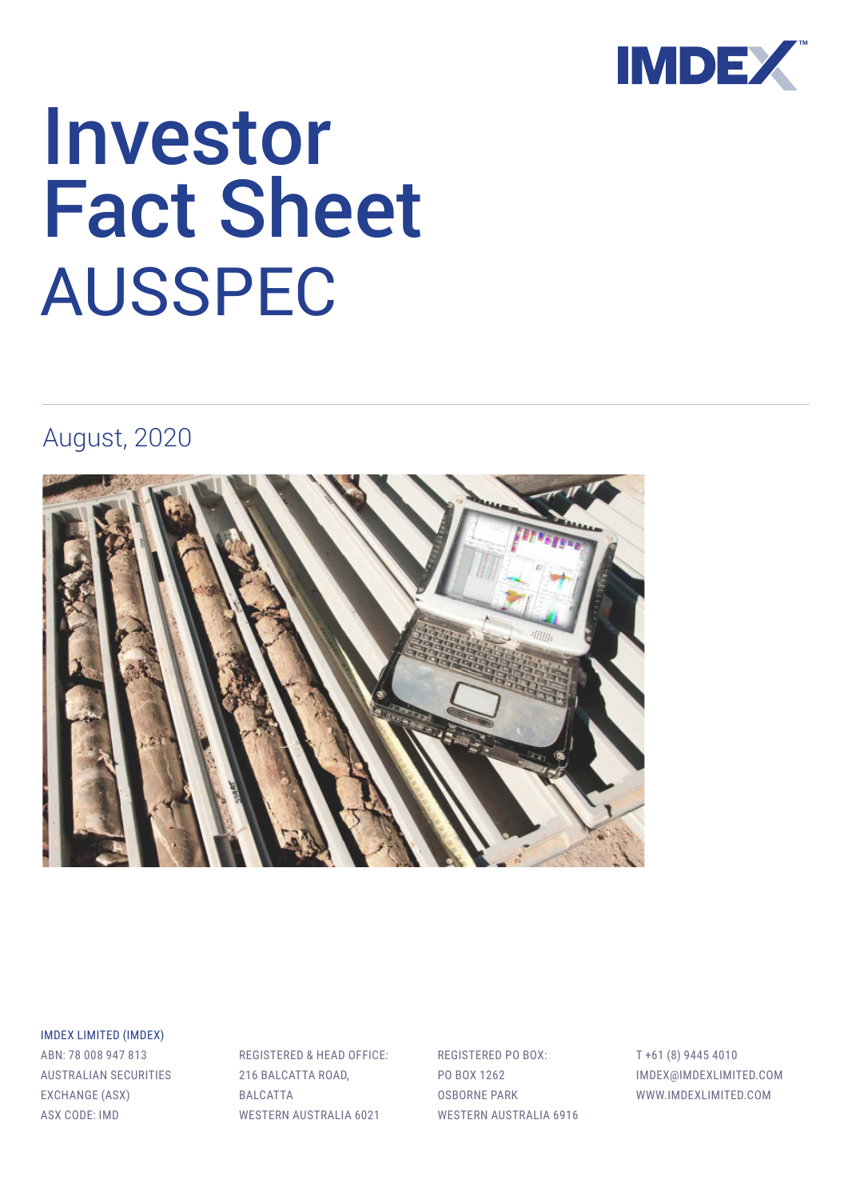# Investor Fact Sheet AUSSPEC

August, 2020

IMDEX LIMITED (IMDEX)

ABN: 78 008 947 813
AUSTRALIAN SECURITIES EXCHANGE (ASX)
ASX CODE: IMD

REGISTERED & HEAD OFFICE:
216 BALCATTA ROAD,
BALCATTA
WESTERN AUSTRALIA 6021

REGISTERED PO BOX:
PO BOX 1262
OSBORNE PARK
WESTERN AUSTRALIA 6916

T +61 (8) 9445 4010
IMDEX@IMDEXLIMITED.COM
WWW.IMDEXLIMITED.COM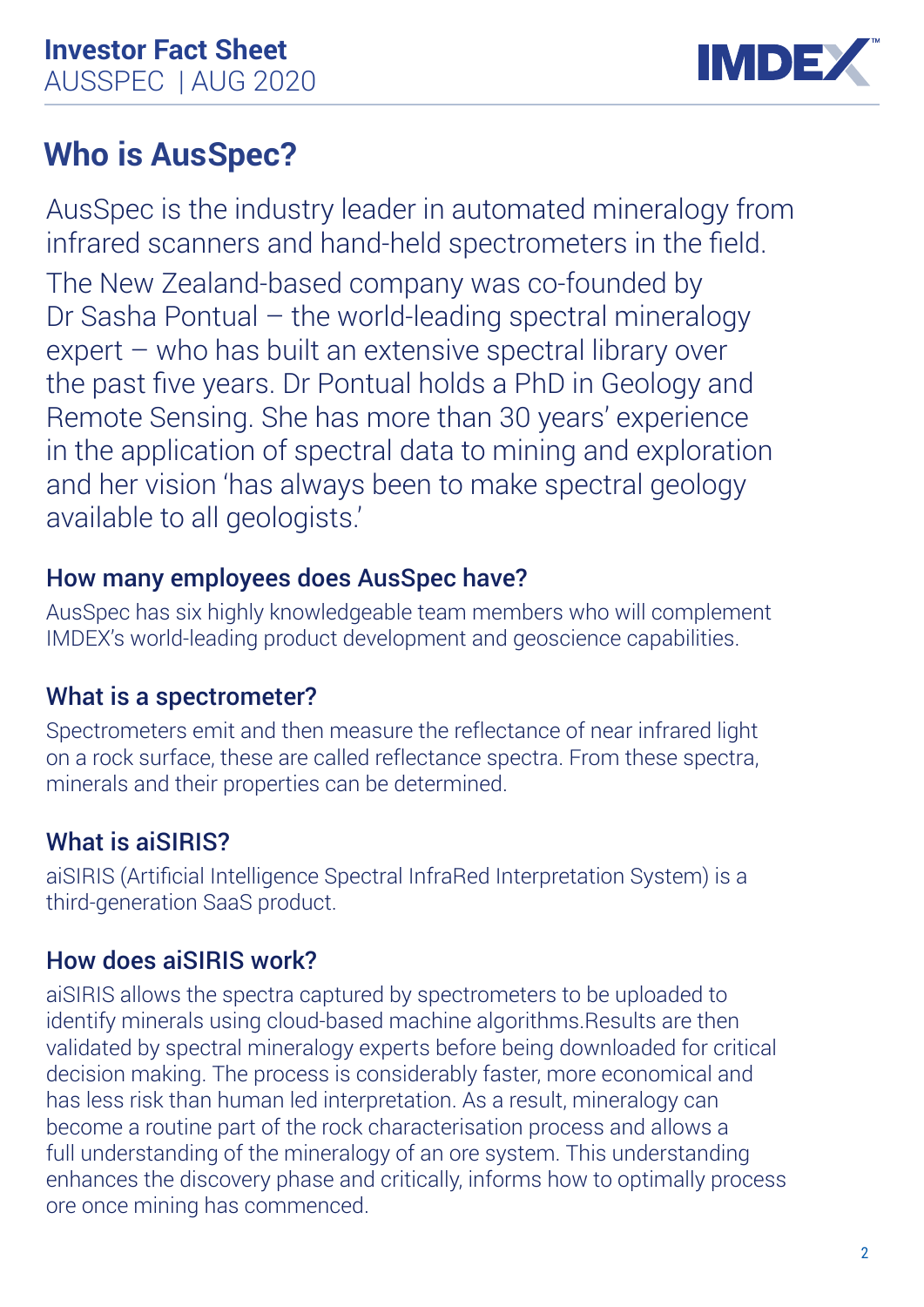# Who is AusSpec?

AusSpec is the industry leader in automated mineralogy from infrared scanners and hand-held spectrometers in the field.

The New Zealand-based company was co-founded by Dr Sasha Pontual – the world-leading spectral mineralogy expert – who has built an extensive spectral library over the past five years. Dr Pontual holds a PhD in Geology and Remote Sensing. She has more than 30 years' experience in the application of spectral data to mining and exploration and her vision 'has always been to make spectral geology available to all geologists.'

### How many employees does AusSpec have?

AusSpec has six highly knowledgeable team members who will complement IMDEX's world-leading product development and geoscience capabilities.

### What is a spectrometer?

Spectrometers emit and then measure the reflectance of near infrared light on a rock surface, these are called reflectance spectra. From these spectra, minerals and their properties can be determined.

### What is aiSIRIS?

aiSIRIS (Artificial Intelligence Spectral InfraRed Interpretation System) is a third-generation SaaS product.

### How does aiSIRIS work?

aiSIRIS allows the spectra captured by spectrometers to be uploaded to identify minerals using cloud-based machine algorithms.Results are then validated by spectral mineralogy experts before being downloaded for critical decision making. The process is considerably faster, more economical and has less risk than human led interpretation. As a result, mineralogy can become a routine part of the rock characterisation process and allows a full understanding of the mineralogy of an ore system. This understanding enhances the discovery phase and critically, informs how to optimally process ore once mining has commenced.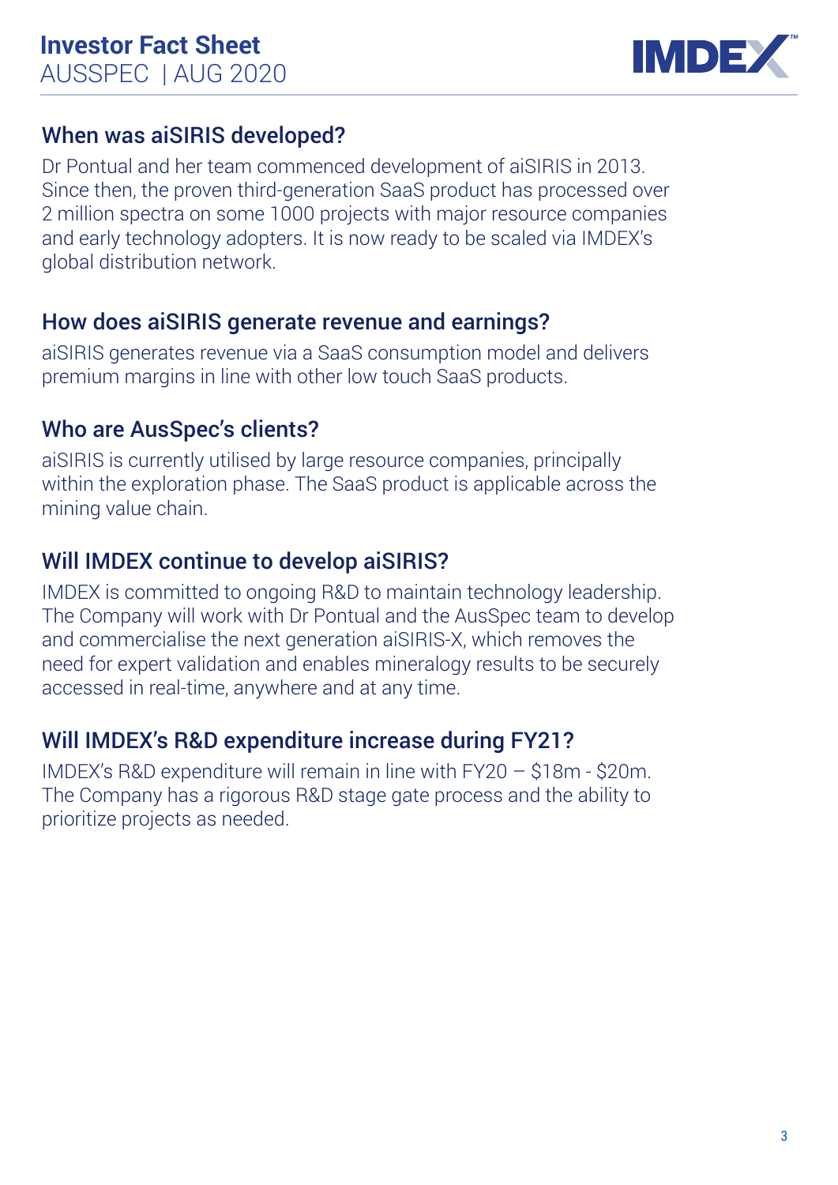## When was aiSIRIS developed?

Dr Pontual and her team commenced development of aiSIRIS in 2013. Since then, the proven third-generation SaaS product has processed over 2 million spectra on some 1000 projects with major resource companies and early technology adopters. It is now ready to be scaled via IMDEX's global distribution network.

## How does aiSIRIS generate revenue and earnings?

aiSIRIS generates revenue via a SaaS consumption model and delivers premium margins in line with other low touch SaaS products.

## Who are AusSpec's clients?

aiSIRIS is currently utilised by large resource companies, principally within the exploration phase. The SaaS product is applicable across the mining value chain.

## Will IMDEX continue to develop aiSIRIS?

IMDEX is committed to ongoing R&D to maintain technology leadership. The Company will work with Dr Pontual and the AusSpec team to develop and commercialise the next generation aiSIRIS-X, which removes the need for expert validation and enables mineralogy results to be securely accessed in real-time, anywhere and at any time.

## Will IMDEX's R&D expenditure increase during FY21?

IMDEX's R&D expenditure will remain in line with FY20 – $18m - $20m. The Company has a rigorous R&D stage gate process and the ability to prioritize projects as needed.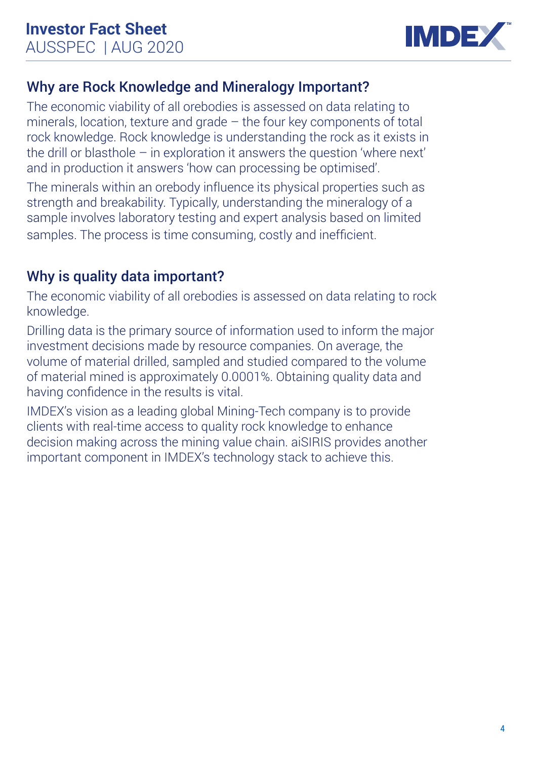## Why are Rock Knowledge and Mineralogy Important?

The economic viability of all orebodies is assessed on data relating to minerals, location, texture and grade – the four key components of total rock knowledge. Rock knowledge is understanding the rock as it exists in the drill or blasthole – in exploration it answers the question 'where next' and in production it answers 'how can processing be optimised'.

The minerals within an orebody influence its physical properties such as strength and breakability. Typically, understanding the mineralogy of a sample involves laboratory testing and expert analysis based on limited samples. The process is time consuming, costly and inefficient.

## Why is quality data important?

The economic viability of all orebodies is assessed on data relating to rock knowledge.

Drilling data is the primary source of information used to inform the major investment decisions made by resource companies. On average, the volume of material drilled, sampled and studied compared to the volume of material mined is approximately 0.0001%. Obtaining quality data and having confidence in the results is vital.

IMDEX's vision as a leading global Mining-Tech company is to provide clients with real-time access to quality rock knowledge to enhance decision making across the mining value chain. aiSIRIS provides another important component in IMDEX's technology stack to achieve this.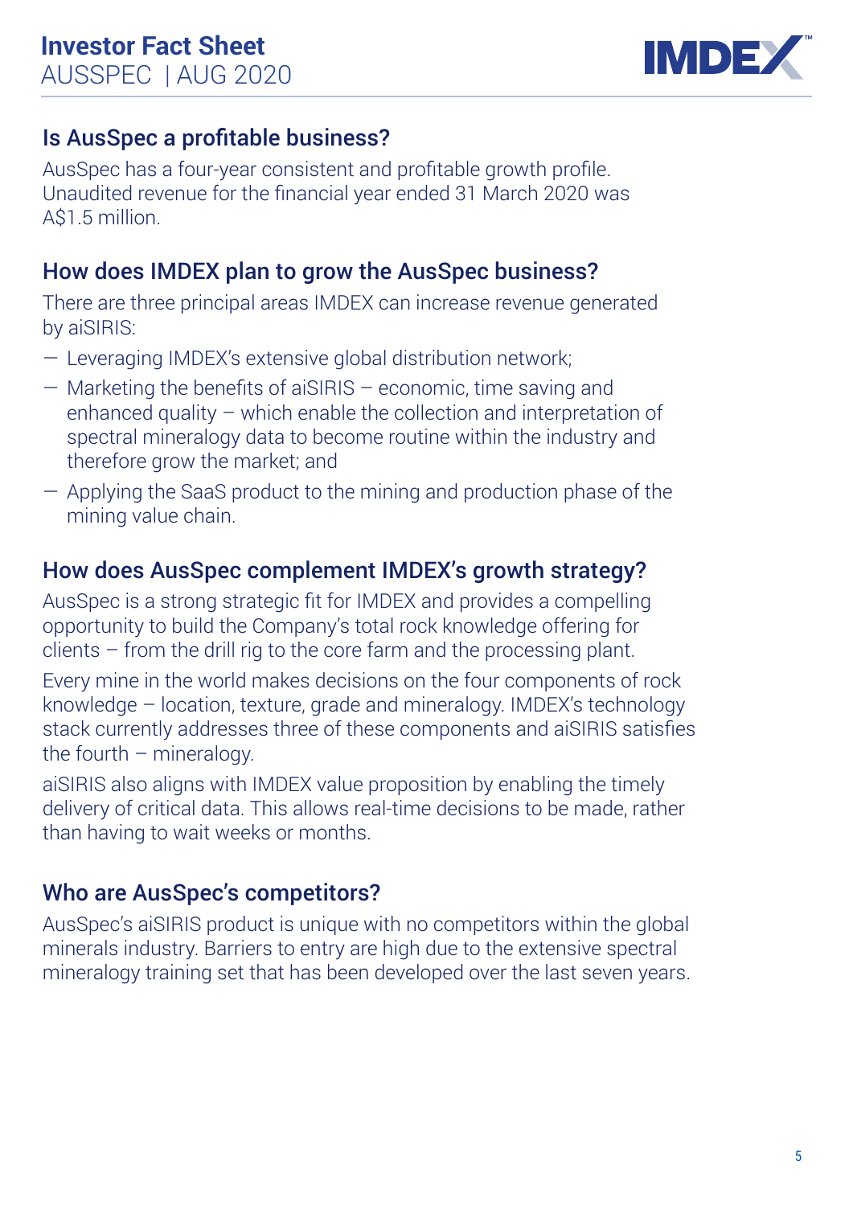## Is AusSpec a profitable business?

AusSpec has a four-year consistent and profitable growth profile. Unaudited revenue for the financial year ended 31 March 2020 was A$1.5 million.

## How does IMDEX plan to grow the AusSpec business?

There are three principal areas IMDEX can increase revenue generated by aiSIRIS:

- Leveraging IMDEX's extensive global distribution network;
- Marketing the benefits of aiSIRIS – economic, time saving and enhanced quality – which enable the collection and interpretation of spectral mineralogy data to become routine within the industry and therefore grow the market; and
- Applying the SaaS product to the mining and production phase of the mining value chain.

## How does AusSpec complement IMDEX's growth strategy?

AusSpec is a strong strategic fit for IMDEX and provides a compelling opportunity to build the Company's total rock knowledge offering for clients – from the drill rig to the core farm and the processing plant.

Every mine in the world makes decisions on the four components of rock knowledge – location, texture, grade and mineralogy. IMDEX's technology stack currently addresses three of these components and aiSIRIS satisfies the fourth – mineralogy.

aiSIRIS also aligns with IMDEX value proposition by enabling the timely delivery of critical data. This allows real-time decisions to be made, rather than having to wait weeks or months.

## Who are AusSpec's competitors?

AusSpec's aiSIRIS product is unique with no competitors within the global minerals industry. Barriers to entry are high due to the extensive spectral mineralogy training set that has been developed over the last seven years.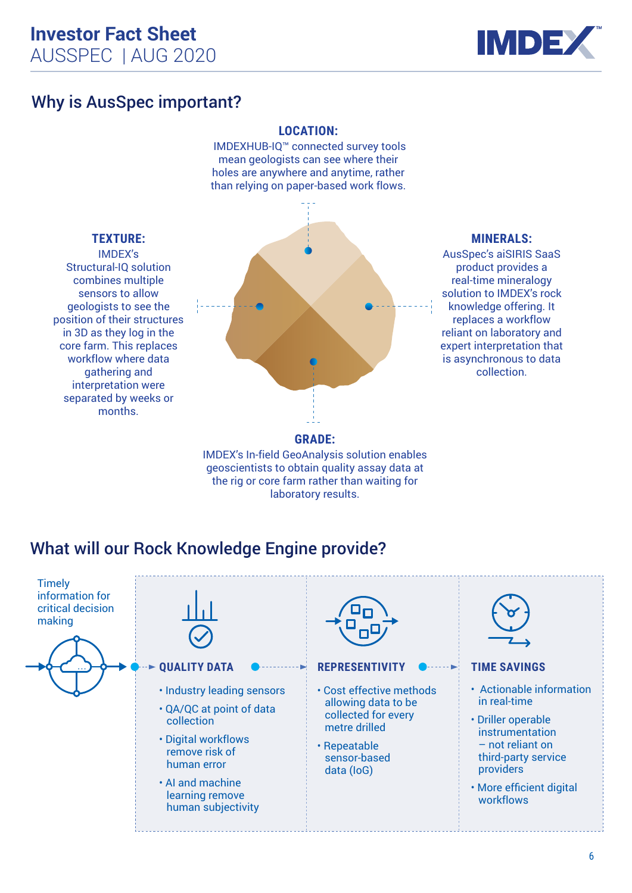## Why is AusSpec important?

**LOCATION:**
IMDEXHUB-IQ™ connected survey tools mean geologists can see where their holes are anywhere and anytime, rather than relying on paper-based work flows.

**TEXTURE:**
IMDEX's Structural-IQ solution combines multiple sensors to allow geologists to see the position of their structures in 3D as they log in the core farm. This replaces workflow where data gathering and interpretation were separated by weeks or months.

**MINERALS:**
AusSpec's aiSIRIS SaaS product provides a real-time mineralogy solution to IMDEX's rock knowledge offering. It replaces a workflow reliant on laboratory and expert interpretation that is asynchronous to data collection.

**GRADE:**
IMDEX's In-field GeoAnalysis solution enables geoscientists to obtain quality assay data at the rig or core farm rather than waiting for laboratory results.

## What will our Rock Knowledge Engine provide?

Timely information for critical decision making

### QUALITY DATA

- Industry leading sensors
- QA/QC at point of data collection
- Digital workflows remove risk of human error
- AI and machine learning remove human subjectivity

### REPRESENTIVITY

- Cost effective methods allowing data to be collected for every metre drilled
- Repeatable sensor-based data (IoG)

### TIME SAVINGS

- Actionable information in real-time
- Driller operable instrumentation – not reliant on third-party service providers
- More efficient digital workflows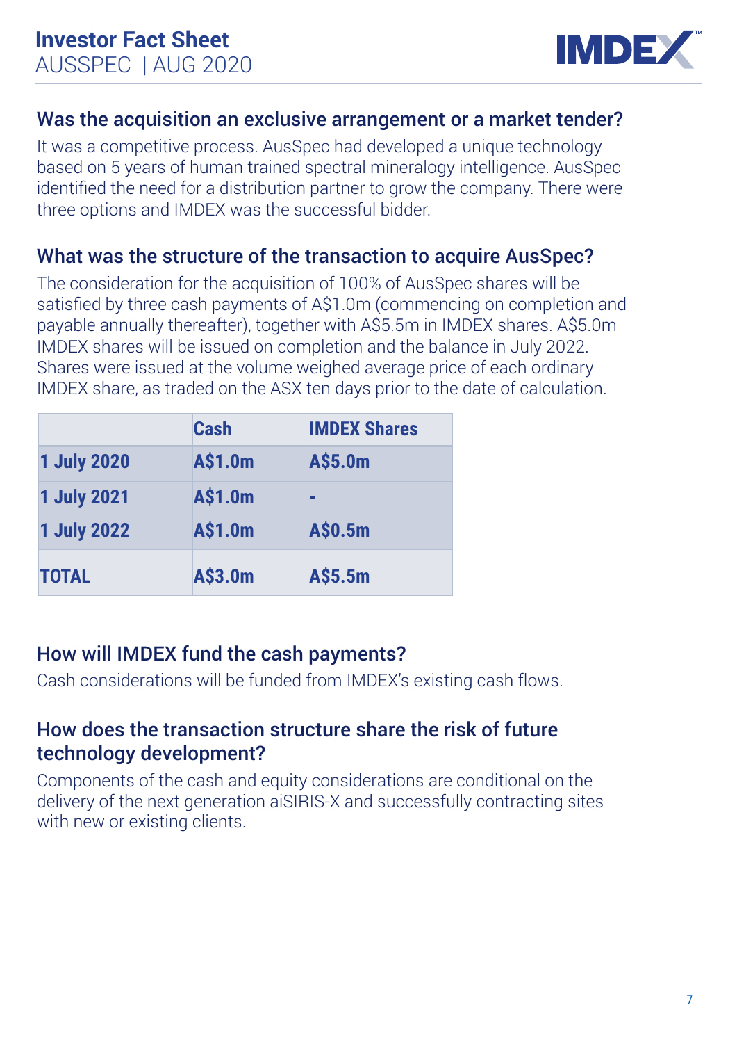## Was the acquisition an exclusive arrangement or a market tender?

It was a competitive process. AusSpec had developed a unique technology based on 5 years of human trained spectral mineralogy intelligence. AusSpec identified the need for a distribution partner to grow the company. There were three options and IMDEX was the successful bidder.

## What was the structure of the transaction to acquire AusSpec?

The consideration for the acquisition of 100% of AusSpec shares will be satisfied by three cash payments of A$1.0m (commencing on completion and payable annually thereafter), together with A$5.5m in IMDEX shares. A$5.0m IMDEX shares will be issued on completion and the balance in July 2022. Shares were issued at the volume weighed average price of each ordinary IMDEX share, as traded on the ASX ten days prior to the date of calculation.

| | Cash | IMDEX Shares |
|---|---|---|
| 1 July 2020 | A$1.0m | A$5.0m |
| 1 July 2021 | A$1.0m | - |
| 1 July 2022 | A$1.0m | A$0.5m |
| TOTAL | A$3.0m | A$5.5m |

## How will IMDEX fund the cash payments?

Cash considerations will be funded from IMDEX's existing cash flows.

## How does the transaction structure share the risk of future technology development?

Components of the cash and equity considerations are conditional on the delivery of the next generation aiSIRIS-X and successfully contracting sites with new or existing clients.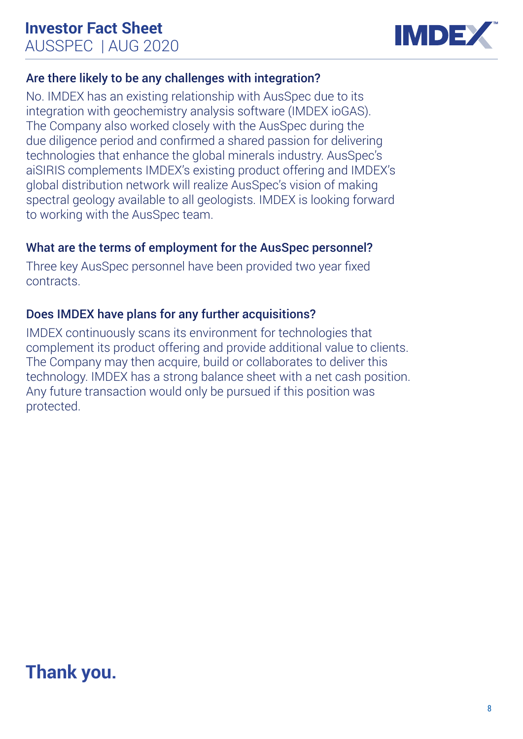### Are there likely to be any challenges with integration?

No. IMDEX has an existing relationship with AusSpec due to its integration with geochemistry analysis software (IMDEX ioGAS). The Company also worked closely with the AusSpec during the due diligence period and confirmed a shared passion for delivering technologies that enhance the global minerals industry. AusSpec's aiSIRIS complements IMDEX's existing product offering and IMDEX's global distribution network will realize AusSpec's vision of making spectral geology available to all geologists. IMDEX is looking forward to working with the AusSpec team.

### What are the terms of employment for the AusSpec personnel?

Three key AusSpec personnel have been provided two year fixed contracts.

### Does IMDEX have plans for any further acquisitions?

IMDEX continuously scans its environment for technologies that complement its product offering and provide additional value to clients. The Company may then acquire, build or collaborates to deliver this technology. IMDEX has a strong balance sheet with a net cash position. Any future transaction would only be pursued if this position was protected.

# Thank you.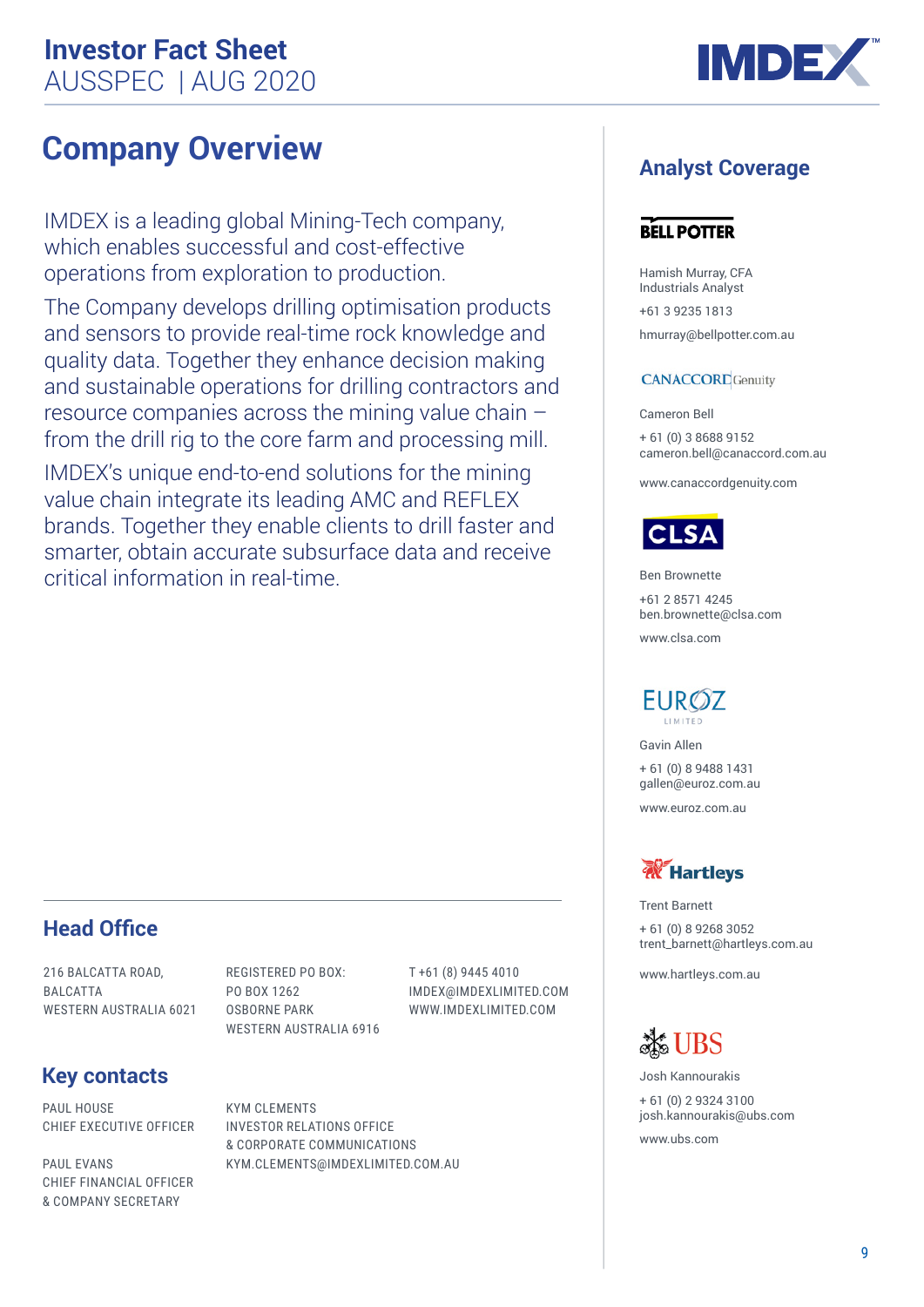# Investor Fact Sheet

AUSSPEC | AUG 2020

## Company Overview

IMDEX is a leading global Mining-Tech company, which enables successful and cost-effective operations from exploration to production.

The Company develops drilling optimisation products and sensors to provide real-time rock knowledge and quality data. Together they enhance decision making and sustainable operations for drilling contractors and resource companies across the mining value chain – from the drill rig to the core farm and processing mill.

IMDEX's unique end-to-end solutions for the mining value chain integrate its leading AMC and REFLEX brands. Together they enable clients to drill faster and smarter, obtain accurate subsurface data and receive critical information in real-time.

## Head Office

216 BALCATTA ROAD,
BALCATTA
WESTERN AUSTRALIA 6021

REGISTERED PO BOX:
PO BOX 1262
OSBORNE PARK
WESTERN AUSTRALIA 6916

T +61 (8) 9445 4010
IMDEX@IMDEXLIMITED.COM
WWW.IMDEXLIMITED.COM

## Key contacts

PAUL HOUSE
CHIEF EXECUTIVE OFFICER

PAUL EVANS
CHIEF FINANCIAL OFFICER
& COMPANY SECRETARY

KYM CLEMENTS
INVESTOR RELATIONS OFFICE
& CORPORATE COMMUNICATIONS
KYM.CLEMENTS@IMDEXLIMITED.COM.AU

## Analyst Coverage

**BELL POTTER**

Hamish Murray, CFA
Industrials Analyst
+61 3 9235 1813
hmurray@bellpotter.com.au

**CANACCORD Genuity**

Cameron Bell
+ 61 (0) 3 8688 9152
cameron.bell@canaccord.com.au
www.canaccordgenuity.com

**CLSA**

Ben Brownette
+61 2 8571 4245
ben.brownette@clsa.com
www.clsa.com

**EUROZ LIMITED**

Gavin Allen
+ 61 (0) 8 9488 1431
gallen@euroz.com.au
www.euroz.com.au

**Hartleys**

Trent Barnett
+ 61 (0) 8 9268 3052
trent_barnett@hartleys.com.au
www.hartleys.com.au

**UBS**

Josh Kannourakis
+ 61 (0) 2 9324 3100
josh.kannourakis@ubs.com
www.ubs.com